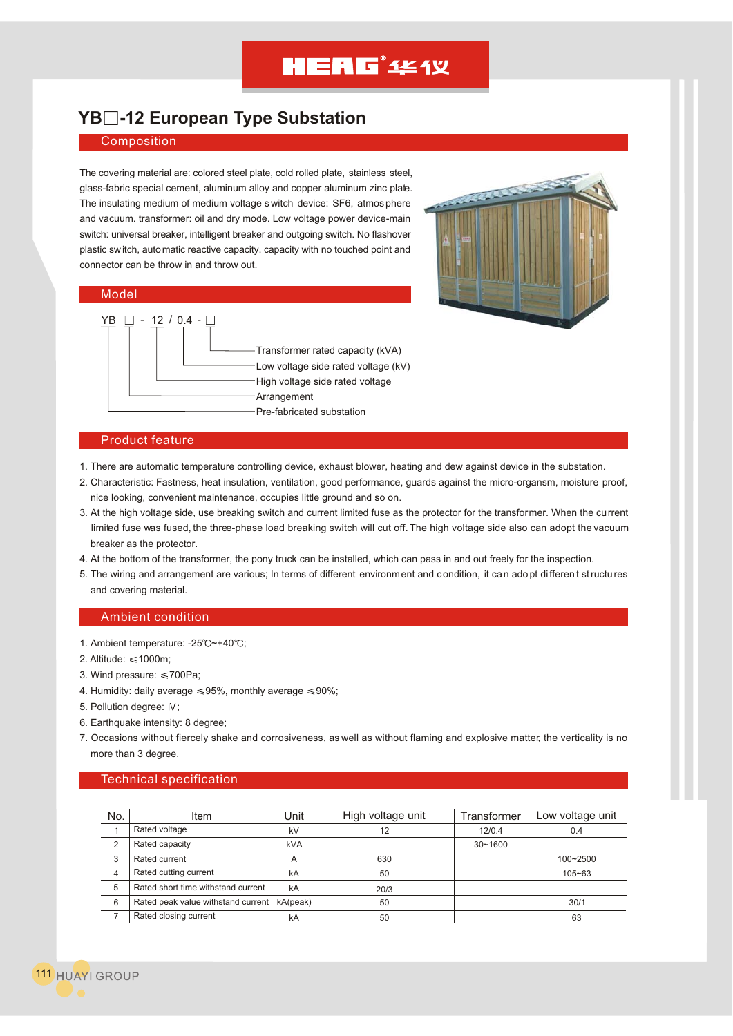# YB□-12 European Type Substation

## Composition

The covering material are: colored steel plate, cold rolled plate, stainless steel, glass-fabric special cement, aluminum alloy and copper aluminum zinc plate. The insulating medium of medium voltage switch device: SF6, atmosphere and vacuum. transformer: oil and dry mode. Low voltage power device-main switch: universal breaker, intelligent breaker and outgoing switch. No flashover plastic switch, automatic reactive capacity. capacity with no touched point and connector can be throw in and throw out.

## Model

YB □ - 12 / 0.4 - □

- Transformer rated capacity (kVA)
- Low voltage side rated voltage (kV)
- High voltage side rated voltage
- Arrangement
- Pre-fabricated substation

## Product feature

1. There are automatic temperature controlling device, exhaust blower, heating and dew against device in the substation.
2. Characteristic: Fastness, heat insulation, ventilation, good performance, guards against the micro-organsm, moisture proof, nice looking, convenient maintenance, occupies little ground and so on.
3. At the high voltage side, use breaking switch and current limited fuse as the protector for the transformer. When the current limited fuse was fused, the three-phase load breaking switch will cut off. The high voltage side also can adopt the vacuum breaker as the protector.
4. At the bottom of the transformer, the pony truck can be installed, which can pass in and out freely for the inspection.
5. The wiring and arrangement are various; In terms of different environment and condition, it can adopt different structures and covering material.

## Ambient condition

1. Ambient temperature: -25℃~+40℃;
2. Altitude: ≤1000m;
3. Wind pressure: ≤700Pa;
4. Humidity: daily average ≤95%, monthly average ≤90%;
5. Pollution degree: Ⅳ;
6. Earthquake intensity: 8 degree;
7. Occasions without fiercely shake and corrosiveness, as well as without flaming and explosive matter, the verticality is no more than 3 degree.

## Technical specification

| No. | Item | Unit | High voltage unit | Transformer | Low voltage unit |
|---|---|---|---|---|---|
| 1 | Rated voltage | kV | 12 | 12/0.4 | 0.4 |
| 2 | Rated capacity | kVA | | 30~1600 | |
| 3 | Rated current | A | 630 | | 100~2500 |
| 4 | Rated cutting current | kA | 50 | | 105~63 |
| 5 | Rated short time withstand current | kA | 20/3 | | |
| 6 | Rated peak value withstand current | kA(peak) | 50 | | 30/1 |
| 7 | Rated closing current | kA | 50 | | 63 |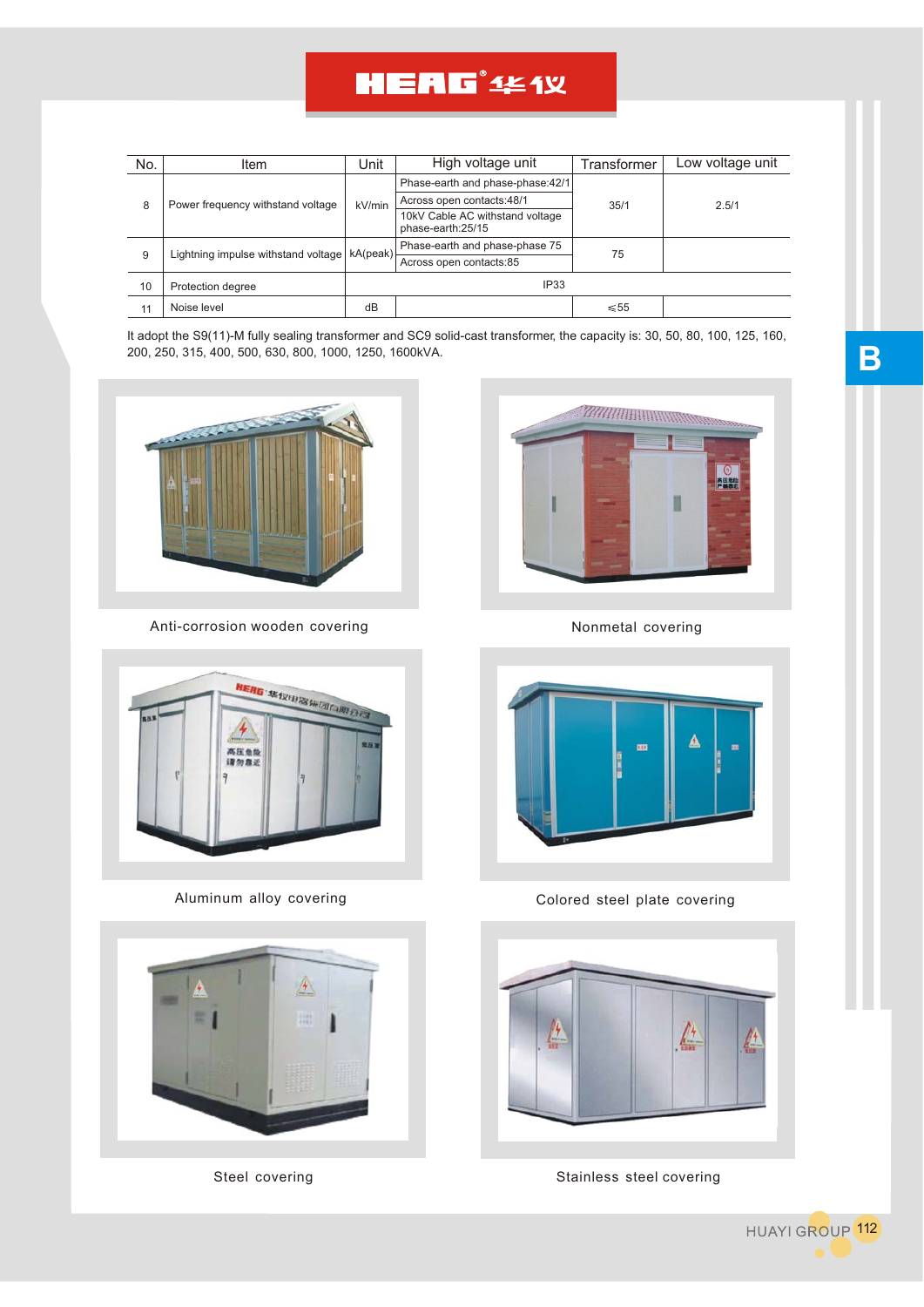| No. | Item | Unit | High voltage unit | Transformer | Low voltage unit |
|---|---|---|---|---|---|
| 8 | Power frequency withstand voltage | kV/min | Phase-earth and phase-phase:42/1 | 35/1 | 2.5/1 |
| | | | Across open contacts:48/1 | | |
| | | | 10kV Cable AC withstand voltage phase-earth:25/15 | | |
| 9 | Lightning impulse withstand voltage | kA(peak) | Phase-earth and phase-phase 75 | 75 | |
| | | | Across open contacts:85 | | |
| 10 | Protection degree | | IP33 | | |
| 11 | Noise level | dB | | ≤55 | |

It adopt the S9(11)-M fully sealing transformer and SC9 solid-cast transformer, the capacity is: 30, 50, 80, 100, 125, 160, 200, 250, 315, 400, 500, 630, 800, 1000, 1250, 1600kVA.

Anti-corrosion wooden covering

Nonmetal covering

Aluminum alloy covering

Colored steel plate covering

Steel covering

Stainless steel covering